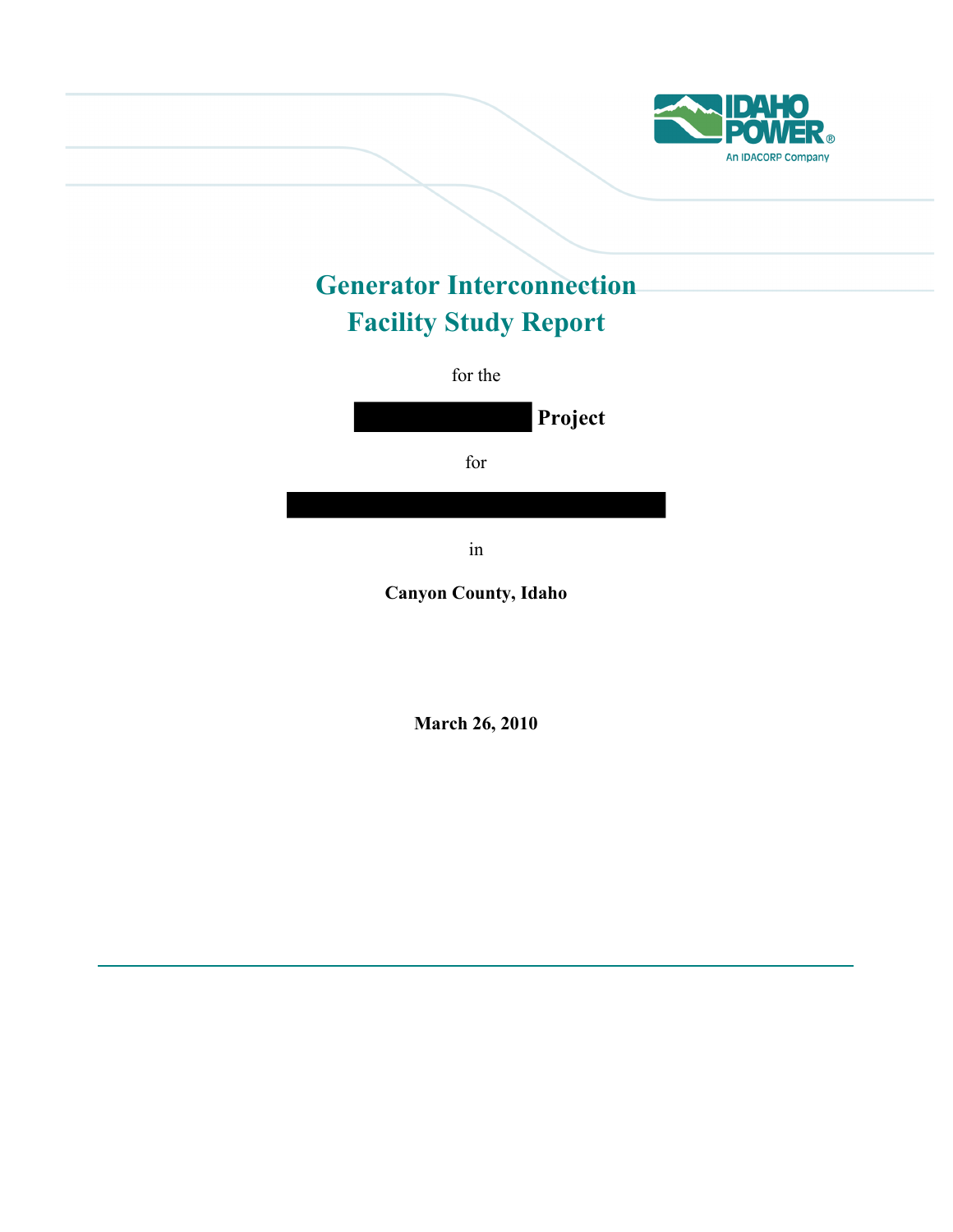# Generator Interconnection Facility Study Report

for the

**Project**

for

in

**Canyon County, Idaho**

**March 26, 2010**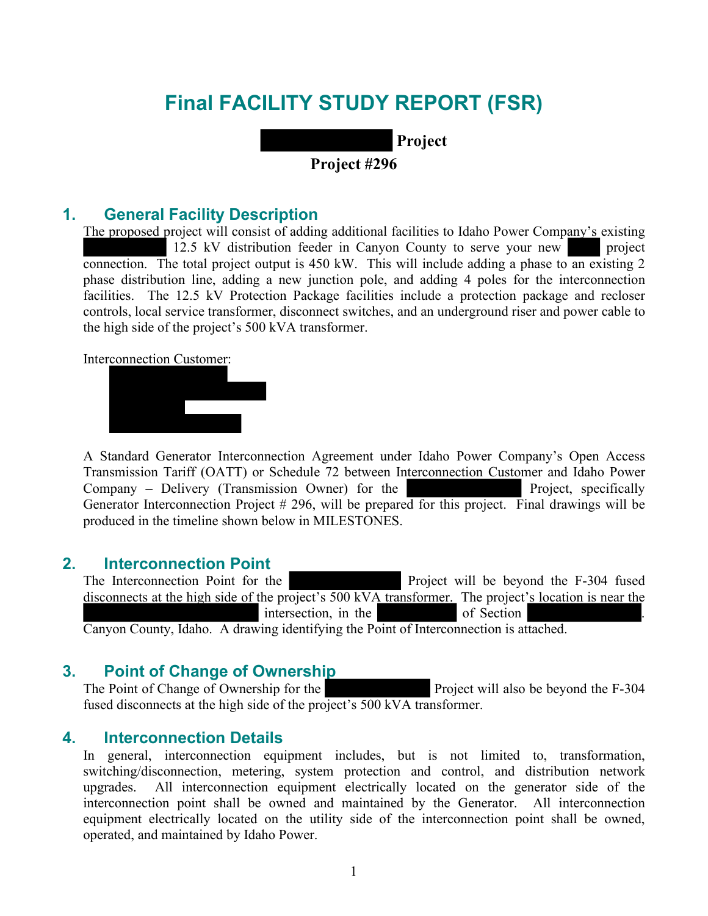# Final FACILITY STUDY REPORT (FSR)

**Project**

**Project #296**

## 1. General Facility Description

The proposed project will consist of adding additional facilities to Idaho Power Company's existing 12.5 kV distribution feeder in Canyon County to serve your new project connection. The total project output is 450 kW. This will include adding a phase to an existing 2 phase distribution line, adding a new junction pole, and adding 4 poles for the interconnection facilities. The 12.5 kV Protection Package facilities include a protection package and recloser controls, local service transformer, disconnect switches, and an underground riser and power cable to the high side of the project's 500 kVA transformer.

Interconnection Customer:

A Standard Generator Interconnection Agreement under Idaho Power Company's Open Access Transmission Tariff (OATT) or Schedule 72 between Interconnection Customer and Idaho Power Company – Delivery (Transmission Owner) for the Project, specifically Generator Interconnection Project # 296, will be prepared for this project. Final drawings will be produced in the timeline shown below in MILESTONES.

## 2. Interconnection Point

The Interconnection Point for the Project will be beyond the F-304 fused disconnects at the high side of the project's 500 kVA transformer. The project's location is near the intersection, in the of Section . Canyon County, Idaho. A drawing identifying the Point of Interconnection is attached.

## 3. Point of Change of Ownership

The Point of Change of Ownership for the Project will also be beyond the F-304 fused disconnects at the high side of the project's 500 kVA transformer.

## 4. Interconnection Details

In general, interconnection equipment includes, but is not limited to, transformation, switching/disconnection, metering, system protection and control, and distribution network upgrades. All interconnection equipment electrically located on the generator side of the interconnection point shall be owned and maintained by the Generator. All interconnection equipment electrically located on the utility side of the interconnection point shall be owned, operated, and maintained by Idaho Power.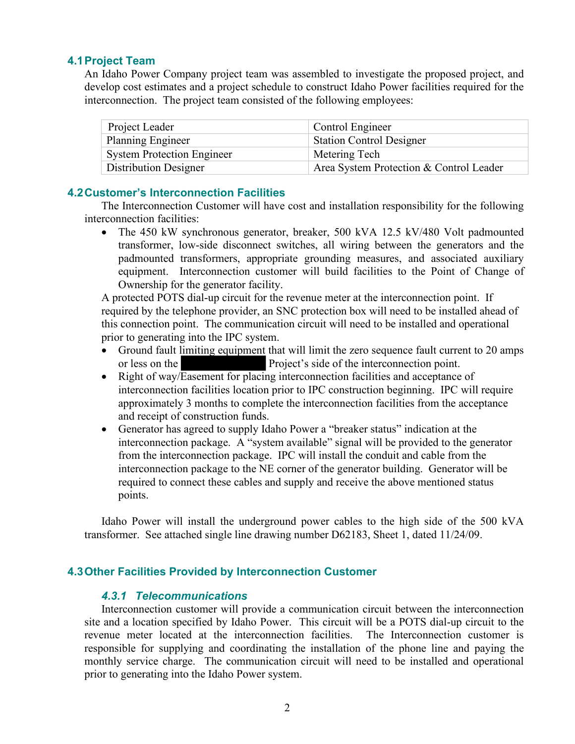## 4.1 Project Team

An Idaho Power Company project team was assembled to investigate the proposed project, and develop cost estimates and a project schedule to construct Idaho Power facilities required for the interconnection. The project team consisted of the following employees:

| Project Leader | Control Engineer |
|---|---|
| Planning Engineer | Station Control Designer |
| System Protection Engineer | Metering Tech |
| Distribution Designer | Area System Protection & Control Leader |

## 4.2 Customer's Interconnection Facilities

The Interconnection Customer will have cost and installation responsibility for the following interconnection facilities:

- The 450 kW synchronous generator, breaker, 500 kVA 12.5 kV/480 Volt padmounted transformer, low-side disconnect switches, all wiring between the generators and the padmounted transformers, appropriate grounding measures, and associated auxiliary equipment. Interconnection customer will build facilities to the Point of Change of Ownership for the generator facility.

A protected POTS dial-up circuit for the revenue meter at the interconnection point. If required by the telephone provider, an SNC protection box will need to be installed ahead of this connection point. The communication circuit will need to be installed and operational prior to generating into the IPC system.

- Ground fault limiting equipment that will limit the zero sequence fault current to 20 amps or less on the [REDACTED] Project's side of the interconnection point.
- Right of way/Easement for placing interconnection facilities and acceptance of interconnection facilities location prior to IPC construction beginning. IPC will require approximately 3 months to complete the interconnection facilities from the acceptance and receipt of construction funds.
- Generator has agreed to supply Idaho Power a "breaker status" indication at the interconnection package. A "system available" signal will be provided to the generator from the interconnection package. IPC will install the conduit and cable from the interconnection package to the NE corner of the generator building. Generator will be required to connect these cables and supply and receive the above mentioned status points.

Idaho Power will install the underground power cables to the high side of the 500 kVA transformer. See attached single line drawing number D62183, Sheet 1, dated 11/24/09.

## 4.3 Other Facilities Provided by Interconnection Customer

### *4.3.1 Telecommunications*

Interconnection customer will provide a communication circuit between the interconnection site and a location specified by Idaho Power. This circuit will be a POTS dial-up circuit to the revenue meter located at the interconnection facilities. The Interconnection customer is responsible for supplying and coordinating the installation of the phone line and paying the monthly service charge. The communication circuit will need to be installed and operational prior to generating into the Idaho Power system.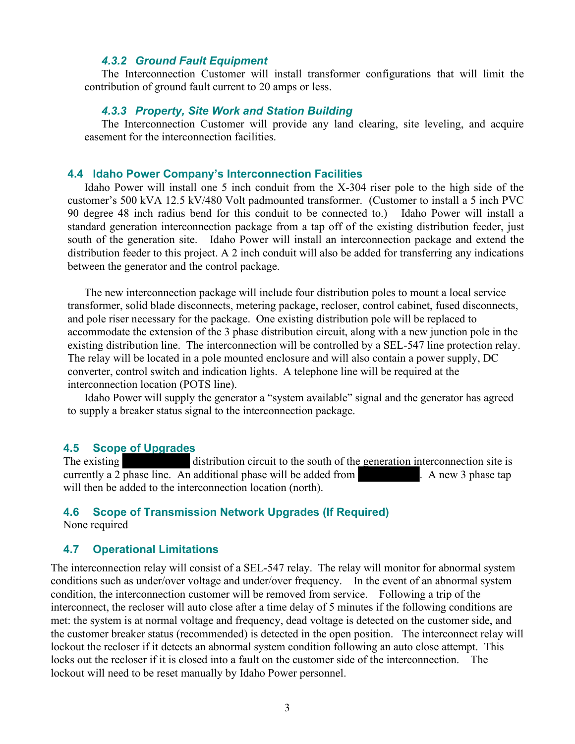#### *4.3.2 Ground Fault Equipment*

The Interconnection Customer will install transformer configurations that will limit the contribution of ground fault current to 20 amps or less.

#### *4.3.3 Property, Site Work and Station Building*

The Interconnection Customer will provide any land clearing, site leveling, and acquire easement for the interconnection facilities.

### 4.4 Idaho Power Company's Interconnection Facilities

Idaho Power will install one 5 inch conduit from the X-304 riser pole to the high side of the customer's 500 kVA 12.5 kV/480 Volt padmounted transformer. (Customer to install a 5 inch PVC 90 degree 48 inch radius bend for this conduit to be connected to.) Idaho Power will install a standard generation interconnection package from a tap off of the existing distribution feeder, just south of the generation site. Idaho Power will install an interconnection package and extend the distribution feeder to this project. A 2 inch conduit will also be added for transferring any indications between the generator and the control package.

The new interconnection package will include four distribution poles to mount a local service transformer, solid blade disconnects, metering package, recloser, control cabinet, fused disconnects, and pole riser necessary for the package. One existing distribution pole will be replaced to accommodate the extension of the 3 phase distribution circuit, along with a new junction pole in the existing distribution line. The interconnection will be controlled by a SEL-547 line protection relay. The relay will be located in a pole mounted enclosure and will also contain a power supply, DC converter, control switch and indication lights. A telephone line will be required at the interconnection location (POTS line).

Idaho Power will supply the generator a "system available" signal and the generator has agreed to supply a breaker status signal to the interconnection package.

### 4.5 Scope of Upgrades

The existing [REDACTED] distribution circuit to the south of the generation interconnection site is currently a 2 phase line. An additional phase will be added from [REDACTED]. A new 3 phase tap will then be added to the interconnection location (north).

### 4.6 Scope of Transmission Network Upgrades (If Required)

None required

### 4.7 Operational Limitations

The interconnection relay will consist of a SEL-547 relay. The relay will monitor for abnormal system conditions such as under/over voltage and under/over frequency. In the event of an abnormal system condition, the interconnection customer will be removed from service. Following a trip of the interconnect, the recloser will auto close after a time delay of 5 minutes if the following conditions are met: the system is at normal voltage and frequency, dead voltage is detected on the customer side, and the customer breaker status (recommended) is detected in the open position. The interconnect relay will lockout the recloser if it detects an abnormal system condition following an auto close attempt. This locks out the recloser if it is closed into a fault on the customer side of the interconnection. The lockout will need to be reset manually by Idaho Power personnel.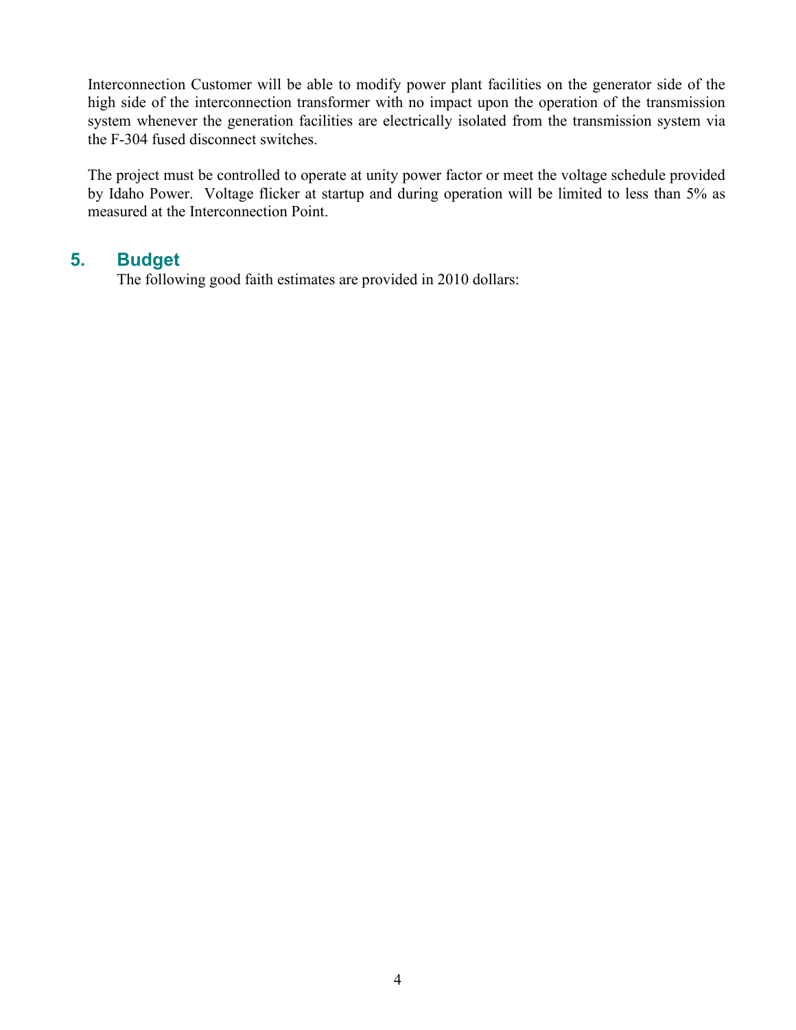Interconnection Customer will be able to modify power plant facilities on the generator side of the high side of the interconnection transformer with no impact upon the operation of the transmission system whenever the generation facilities are electrically isolated from the transmission system via the F-304 fused disconnect switches.

The project must be controlled to operate at unity power factor or meet the voltage schedule provided by Idaho Power. Voltage flicker at startup and during operation will be limited to less than 5% as measured at the Interconnection Point.

## 5. Budget

The following good faith estimates are provided in 2010 dollars: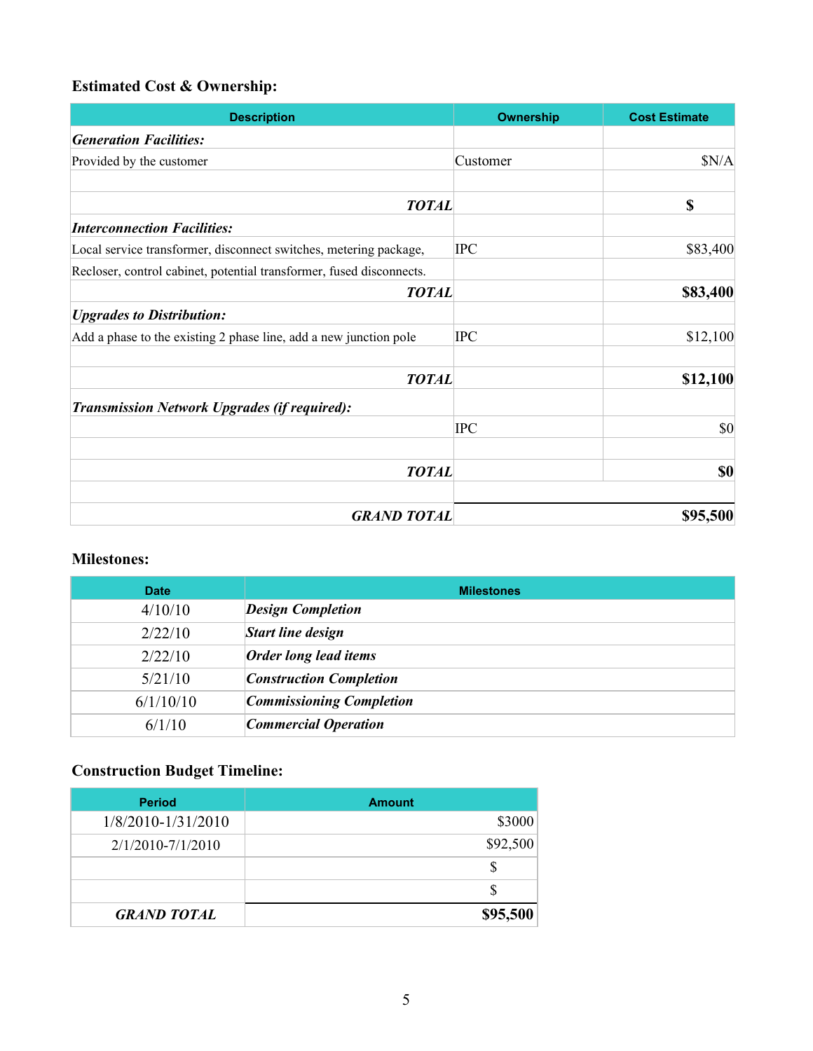### Estimated Cost & Ownership:

| Description | Ownership | Cost Estimate |
|---|---|---|
| ***Generation Facilities:*** | | |
| Provided by the customer | Customer | $N/A |
| | | |
| ***TOTAL*** | | **$** |
| ***Interconnection Facilities:*** | | |
| Local service transformer, disconnect switches, metering package, | IPC | $83,400 |
| Recloser, control cabinet, potential transformer, fused disconnects. | | |
| ***TOTAL*** | | **$83,400** |
| ***Upgrades to Distribution:*** | | |
| Add a phase to the existing 2 phase line, add a new junction pole | IPC | $12,100 |
| | | |
| ***TOTAL*** | | **$12,100** |
| ***Transmission Network Upgrades (if required):*** | | |
| | IPC | $0 |
| | | |
| ***TOTAL*** | | **$0** |
| | | |
| ***GRAND TOTAL*** | | **$95,500** |

### Milestones:

| Date | Milestones |
|---|---|
| 4/10/10 | ***Design Completion*** |
| 2/22/10 | ***Start line design*** |
| 2/22/10 | ***Order long lead items*** |
| 5/21/10 | ***Construction Completion*** |
| 6/1/10/10 | ***Commissioning Completion*** |
| 6/1/10 | ***Commercial Operation*** |

### Construction Budget Timeline:

| Period | Amount |
|---|---|
| 1/8/2010-1/31/2010 | $3000 |
| 2/1/2010-7/1/2010 | $92,500 |
| | $ |
| | $ |
| ***GRAND TOTAL*** | **$95,500** |